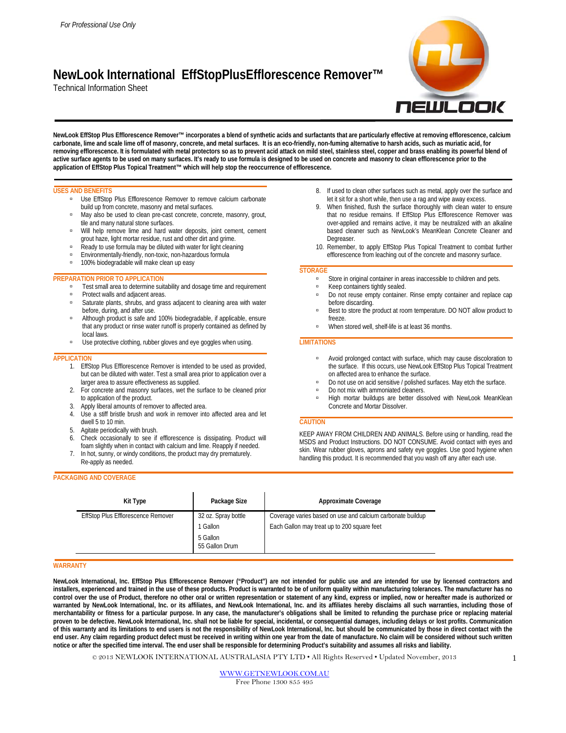*For Professional Use Only*

# NewLook International EffStopPlusEfflorescence Remover™

Technical Information Sheet

**NewLook EffStop Plus Efflorescence Remover™ incorporates a blend of synthetic acids and surfactants that are particularly effective at removing efflorescence, calcium carbonate, lime and scale lime off of masonry, concrete, and metal surfaces. It is an eco-friendly, non-fuming alternative to harsh acids, such as muriatic acid, for removing efflorescence. It is formulated with metal protectors so as to prevent acid attack on mild steel, stainless steel, copper and brass enabling its powerful blend of active surface agents to be used on many surfaces. It's ready to use formula is designed to be used on concrete and masonry to clean efflorescence prior to the application of EffStop Plus Topical Treatment™ which will help stop the reoccurrence of efflorescence.**

## USES AND BENEFITS

- Use EffStop Plus Efflorescence Remover to remove calcium carbonate build up from concrete, masonry and metal surfaces.
- May also be used to clean pre-cast concrete, concrete, masonry, grout, tile and many natural stone surfaces.
- Will help remove lime and hard water deposits, joint cement, cement grout haze, light mortar residue, rust and other dirt and grime.
- Ready to use formula may be diluted with water for light cleaning
- Environmentally-friendly, non-toxic, non-hazardous formula
- 100% biodegradable will make clean up easy

## PREPARATION PRIOR TO APPLICATION

- Test small area to determine suitability and dosage time and requirement
- Protect walls and adjacent areas.
- Saturate plants, shrubs, and grass adjacent to cleaning area with water before, during, and after use.
- Although product is safe and 100% biodegradable, if applicable, ensure that any product or rinse water runoff is properly contained as defined by local laws.
- Use protective clothing, rubber gloves and eye goggles when using.

## APPLICATION

1. EffStop Plus Efflorescence Remover is intended to be used as provided, but can be diluted with water. Test a small area prior to application over a larger area to assure effectiveness as supplied.
2. For concrete and masonry surfaces, wet the surface to be cleaned prior to application of the product.
3. Apply liberal amounts of remover to affected area.
4. Use a stiff bristle brush and work in remover into affected area and let dwell 5 to 10 min.
5. Agitate periodically with brush.
6. Check occasionally to see if efflorescence is dissipating. Product will foam slightly when in contact with calcium and lime. Reapply if needed.
7. In hot, sunny, or windy conditions, the product may dry prematurely. Re-apply as needed.
8. If used to clean other surfaces such as metal, apply over the surface and let it sit for a short while, then use a rag and wipe away excess.
9. When finished, flush the surface thoroughly with clean water to ensure that no residue remains. If EffStop Plus Efflorescence Remover was over-applied and remains active, it may be neutralized with an alkaline based cleaner such as NewLook's MeanKlean Concrete Cleaner and Degreaser.
10. Remember, to apply EffStop Plus Topical Treatment to combat further efflorescence from leaching out of the concrete and masonry surface.

## STORAGE

- Store in original container in areas inaccessible to children and pets.
- Keep containers tightly sealed.
- Do not reuse empty container. Rinse empty container and replace cap before discarding.
- Best to store the product at room temperature. DO NOT allow product to freeze.
- When stored well, shelf-life is at least 36 months.

## LIMITATIONS

- Avoid prolonged contact with surface, which may cause discoloration to the surface. If this occurs, use NewLook EffStop Plus Topical Treatment on affected area to enhance the surface.
- Do not use on acid sensitive / polished surfaces. May etch the surface.
- Do not mix with ammoniated cleaners.
- High mortar buildups are better dissolved with NewLook MeanKlean Concrete and Mortar Dissolver.

## CAUTION

KEEP AWAY FROM CHILDREN AND ANIMALS. Before using or handling, read the MSDS and Product Instructions. DO NOT CONSUME. Avoid contact with eyes and skin. Wear rubber gloves, aprons and safety eye goggles. Use good hygiene when handling this product. It is recommended that you wash off any after each use.

## PACKAGING AND COVERAGE

| Kit Type | Package Size | Approximate Coverage |
|---|---|---|
| EffStop Plus Efflorescence Remover | 32 oz. Spray bottle | Coverage varies based on use and calcium carbonate buildup |
| | 1 Gallon | Each Gallon may treat up to 200 square feet |
| | 5 Gallon<br>55 Gallon Drum | |

## WARRANTY

**NewLook International, Inc. EffStop Plus Efflorescence Remover ("Product") are not intended for public use and are intended for use by licensed contractors and installers, experienced and trained in the use of these products. Product is warranted to be of uniform quality within manufacturing tolerances. The manufacturer has no control over the use of Product, therefore no other oral or written representation or statement of any kind, express or implied, now or hereafter made is authorized or warranted by NewLook International, Inc. or its affiliates, and NewLook International, Inc. and its affiliates hereby disclaims all such warranties, including those of merchantability or fitness for a particular purpose. In any case, the manufacturer's obligations shall be limited to refunding the purchase price or replacing material proven to be defective. NewLook International, Inc. shall not be liable for special, incidental, or consequential damages, including delays or lost profits. Communication of this warranty and its limitations to end users is not the responsibility of NewLook International, Inc. but should be communicated by those in direct contact with the end user. Any claim regarding product defect must be received in writing within one year from the date of manufacture. No claim will be considered without such written notice or after the specified time interval. The end user shall be responsible for determining Product's suitability and assumes all risks and liability.**

© 2013 NEWLOOK INTERNATIONAL AUSTRALASIA PTY LTD • All Rights Reserved • Updated November, 2013

WWW.GETNEWLOOK.COM.AU
Free Phone 1300 855 495